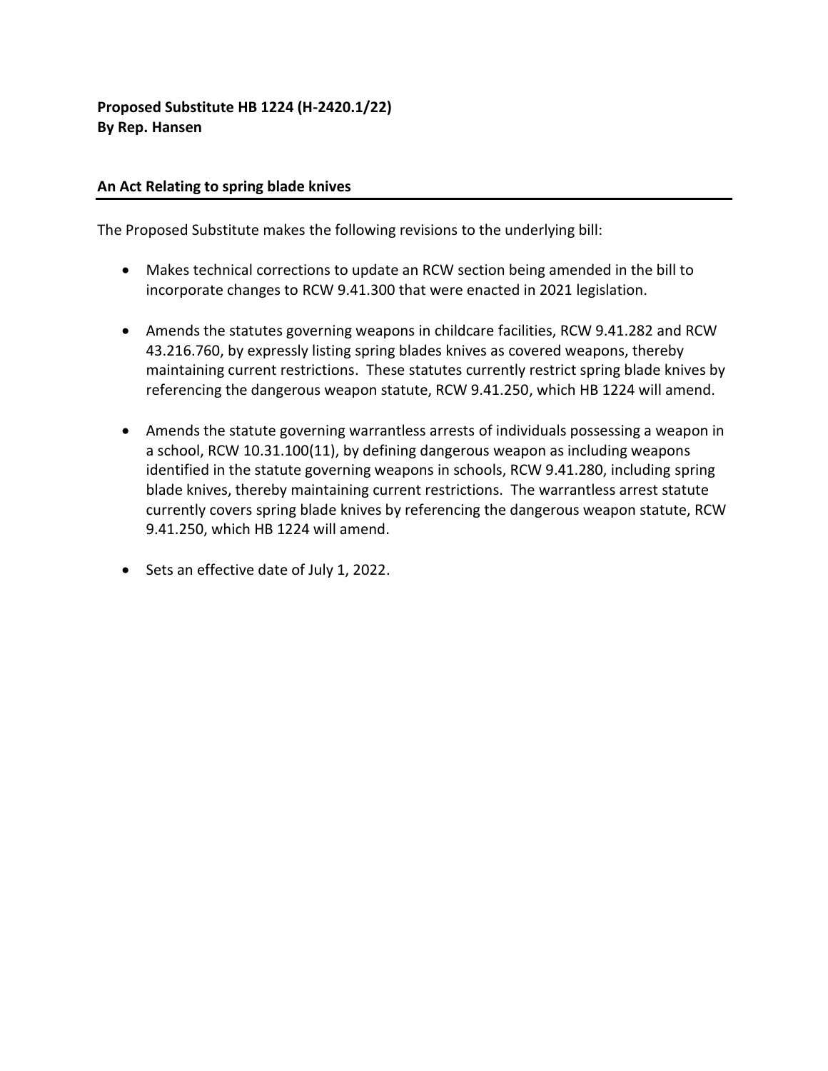**Proposed Substitute HB 1224 (H-2420.1/22)**
**By Rep. Hansen**

## An Act Relating to spring blade knives

The Proposed Substitute makes the following revisions to the underlying bill:

- Makes technical corrections to update an RCW section being amended in the bill to incorporate changes to RCW 9.41.300 that were enacted in 2021 legislation.
- Amends the statutes governing weapons in childcare facilities, RCW 9.41.282 and RCW 43.216.760, by expressly listing spring blades knives as covered weapons, thereby maintaining current restrictions. These statutes currently restrict spring blade knives by referencing the dangerous weapon statute, RCW 9.41.250, which HB 1224 will amend.
- Amends the statute governing warrantless arrests of individuals possessing a weapon in a school, RCW 10.31.100(11), by defining dangerous weapon as including weapons identified in the statute governing weapons in schools, RCW 9.41.280, including spring blade knives, thereby maintaining current restrictions. The warrantless arrest statute currently covers spring blade knives by referencing the dangerous weapon statute, RCW 9.41.250, which HB 1224 will amend.
- Sets an effective date of July 1, 2022.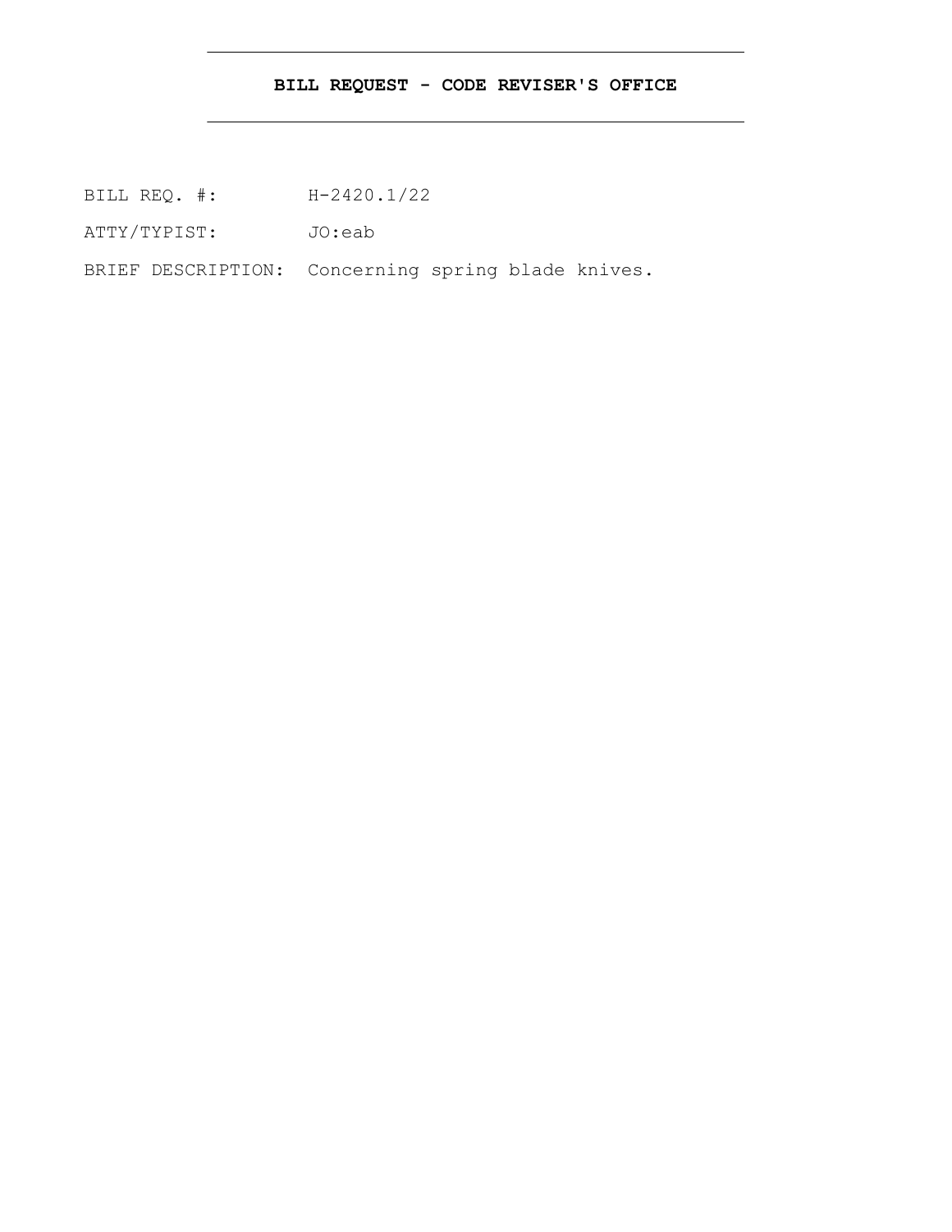## BILL REQUEST - CODE REVISER'S OFFICE

BILL REQ. #: H-2420.1/22

ATTY/TYPIST: JO:eab

BRIEF DESCRIPTION: Concerning spring blade knives.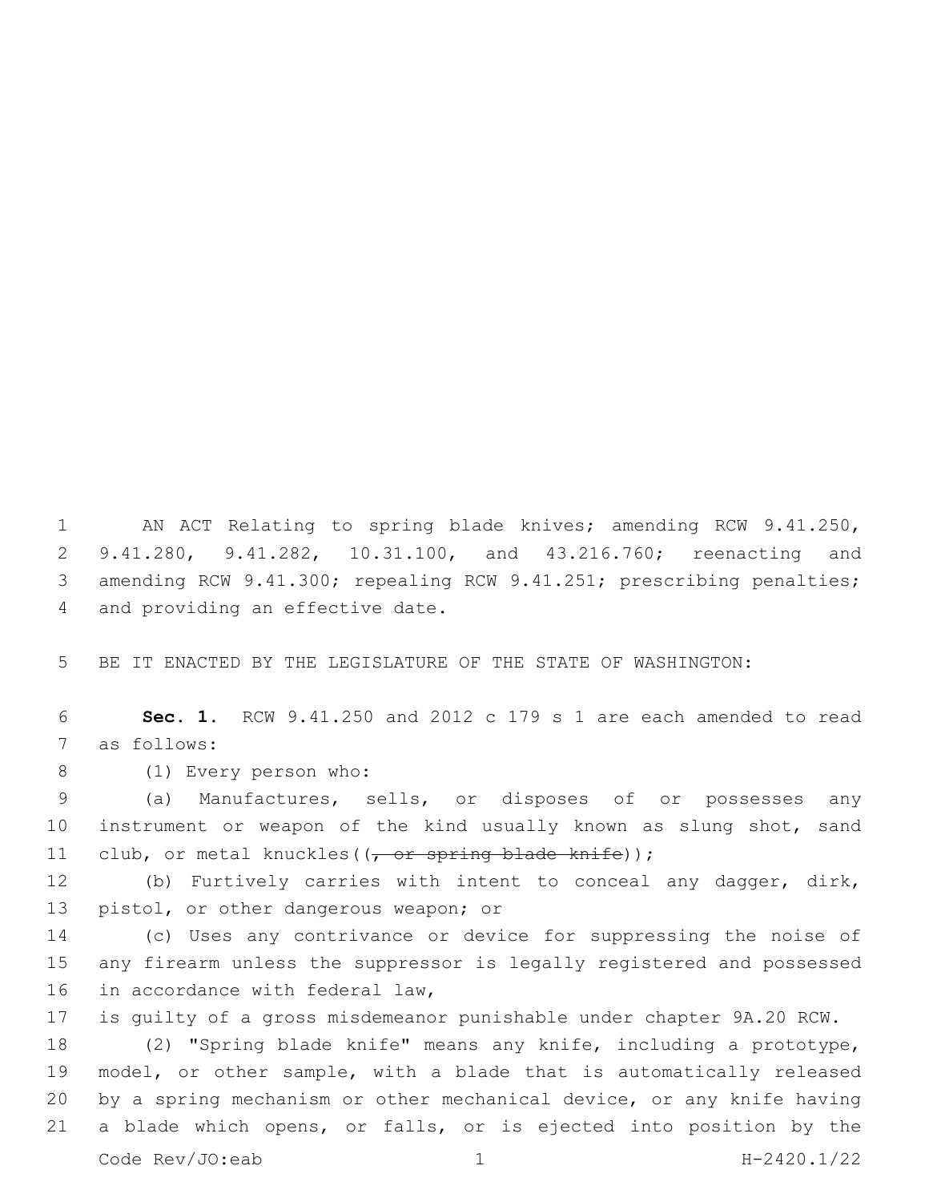AN ACT Relating to spring blade knives; amending RCW 9.41.250, 9.41.280, 9.41.282, 10.31.100, and 43.216.760; reenacting and amending RCW 9.41.300; repealing RCW 9.41.251; prescribing penalties; and providing an effective date.

BE IT ENACTED BY THE LEGISLATURE OF THE STATE OF WASHINGTON:

**Sec. 1.** RCW 9.41.250 and 2012 c 179 s 1 are each amended to read as follows:

(1) Every person who:

(a) Manufactures, sells, or disposes of or possesses any instrument or weapon of the kind usually known as slung shot, sand club, or metal knuckles((~~, or spring blade knife~~));

(b) Furtively carries with intent to conceal any dagger, dirk, pistol, or other dangerous weapon; or

(c) Uses any contrivance or device for suppressing the noise of any firearm unless the suppressor is legally registered and possessed in accordance with federal law,

is guilty of a gross misdemeanor punishable under chapter 9A.20 RCW.

(2) "Spring blade knife" means any knife, including a prototype, model, or other sample, with a blade that is automatically released by a spring mechanism or other mechanical device, or any knife having a blade which opens, or falls, or is ejected into position by the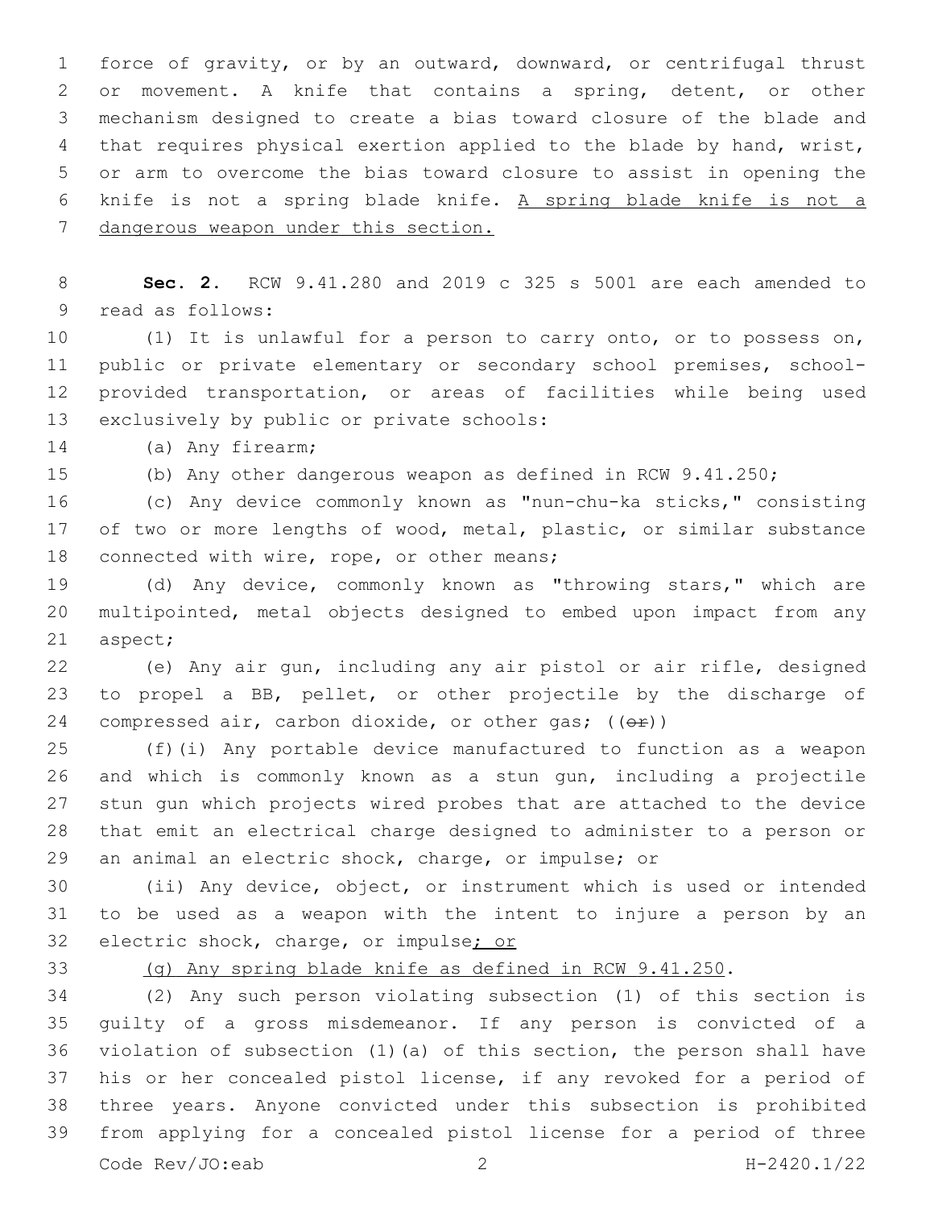force of gravity, or by an outward, downward, or centrifugal thrust or movement. A knife that contains a spring, detent, or other mechanism designed to create a bias toward closure of the blade and that requires physical exertion applied to the blade by hand, wrist, or arm to overcome the bias toward closure to assist in opening the knife is not a spring blade knife. <u>A spring blade knife is not a dangerous weapon under this section.</u>

**Sec. 2.** RCW 9.41.280 and 2019 c 325 s 5001 are each amended to read as follows:

(1) It is unlawful for a person to carry onto, or to possess on, public or private elementary or secondary school premises, school-provided transportation, or areas of facilities while being used exclusively by public or private schools:

(a) Any firearm;

(b) Any other dangerous weapon as defined in RCW 9.41.250;

(c) Any device commonly known as "nun-chu-ka sticks," consisting of two or more lengths of wood, metal, plastic, or similar substance connected with wire, rope, or other means;

(d) Any device, commonly known as "throwing stars," which are multipointed, metal objects designed to embed upon impact from any aspect;

(e) Any air gun, including any air pistol or air rifle, designed to propel a BB, pellet, or other projectile by the discharge of compressed air, carbon dioxide, or other gas; ((~~or~~))

(f)(i) Any portable device manufactured to function as a weapon and which is commonly known as a stun gun, including a projectile stun gun which projects wired probes that are attached to the device that emit an electrical charge designed to administer to a person or an animal an electric shock, charge, or impulse; or

(ii) Any device, object, or instrument which is used or intended to be used as a weapon with the intent to injure a person by an electric shock, charge, or impulse<u>; or</u>

<u>(g) Any spring blade knife as defined in RCW 9.41.250</u>.

(2) Any such person violating subsection (1) of this section is guilty of a gross misdemeanor. If any person is convicted of a violation of subsection (1)(a) of this section, the person shall have his or her concealed pistol license, if any revoked for a period of three years. Anyone convicted under this subsection is prohibited from applying for a concealed pistol license for a period of three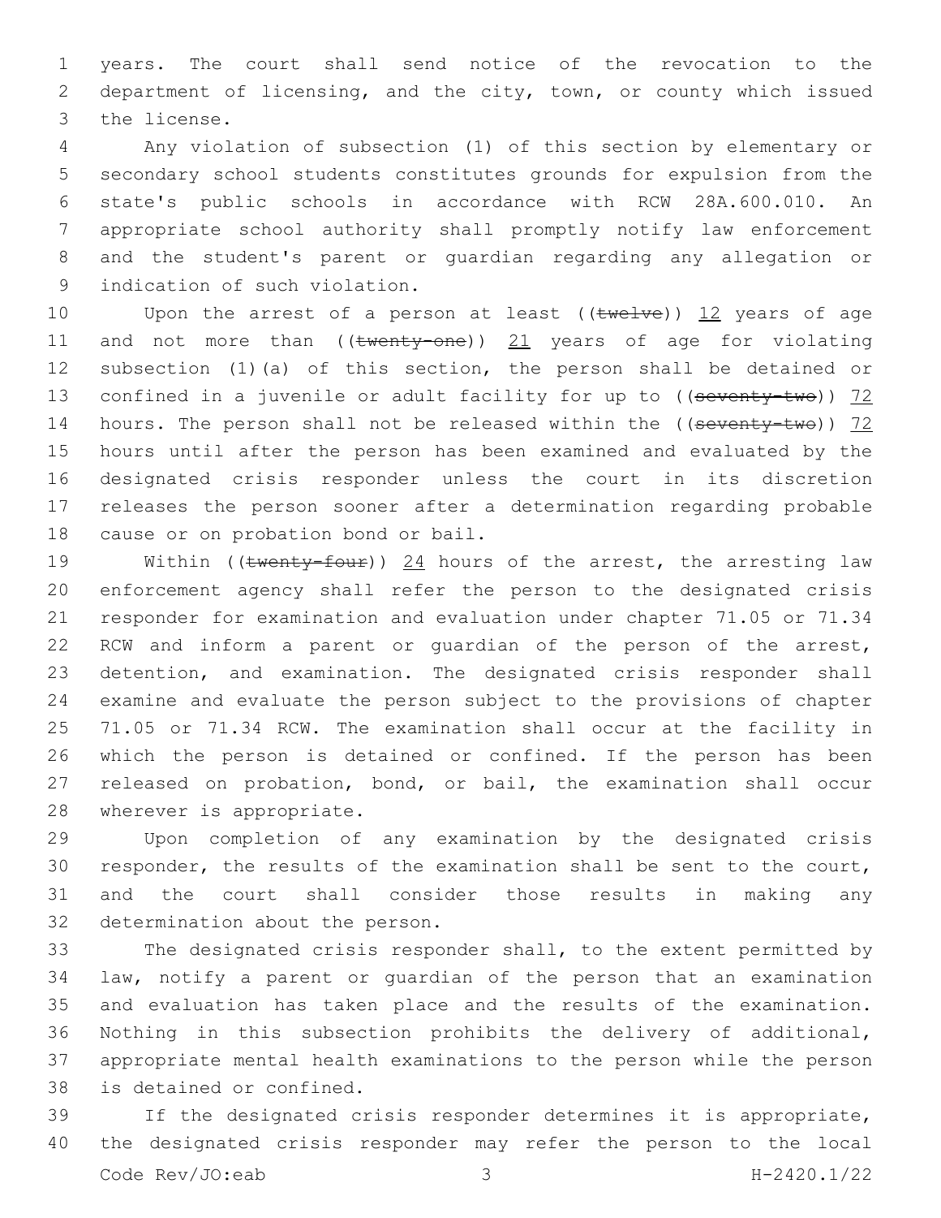years. The court shall send notice of the revocation to the department of licensing, and the city, town, or county which issued the license.

Any violation of subsection (1) of this section by elementary or secondary school students constitutes grounds for expulsion from the state's public schools in accordance with RCW 28A.600.010. An appropriate school authority shall promptly notify law enforcement and the student's parent or guardian regarding any allegation or indication of such violation.

Upon the arrest of a person at least ((~~twelve~~)) <u>12</u> years of age and not more than ((~~twenty-one~~)) <u>21</u> years of age for violating subsection (1)(a) of this section, the person shall be detained or confined in a juvenile or adult facility for up to ((~~seventy-two~~)) <u>72</u> hours. The person shall not be released within the ((~~seventy-two~~)) <u>72</u> hours until after the person has been examined and evaluated by the designated crisis responder unless the court in its discretion releases the person sooner after a determination regarding probable cause or on probation bond or bail.

Within ((~~twenty-four~~)) <u>24</u> hours of the arrest, the arresting law enforcement agency shall refer the person to the designated crisis responder for examination and evaluation under chapter 71.05 or 71.34 RCW and inform a parent or guardian of the person of the arrest, detention, and examination. The designated crisis responder shall examine and evaluate the person subject to the provisions of chapter 71.05 or 71.34 RCW. The examination shall occur at the facility in which the person is detained or confined. If the person has been released on probation, bond, or bail, the examination shall occur wherever is appropriate.

Upon completion of any examination by the designated crisis responder, the results of the examination shall be sent to the court, and the court shall consider those results in making any determination about the person.

The designated crisis responder shall, to the extent permitted by law, notify a parent or guardian of the person that an examination and evaluation has taken place and the results of the examination. Nothing in this subsection prohibits the delivery of additional, appropriate mental health examinations to the person while the person is detained or confined.

If the designated crisis responder determines it is appropriate, the designated crisis responder may refer the person to the local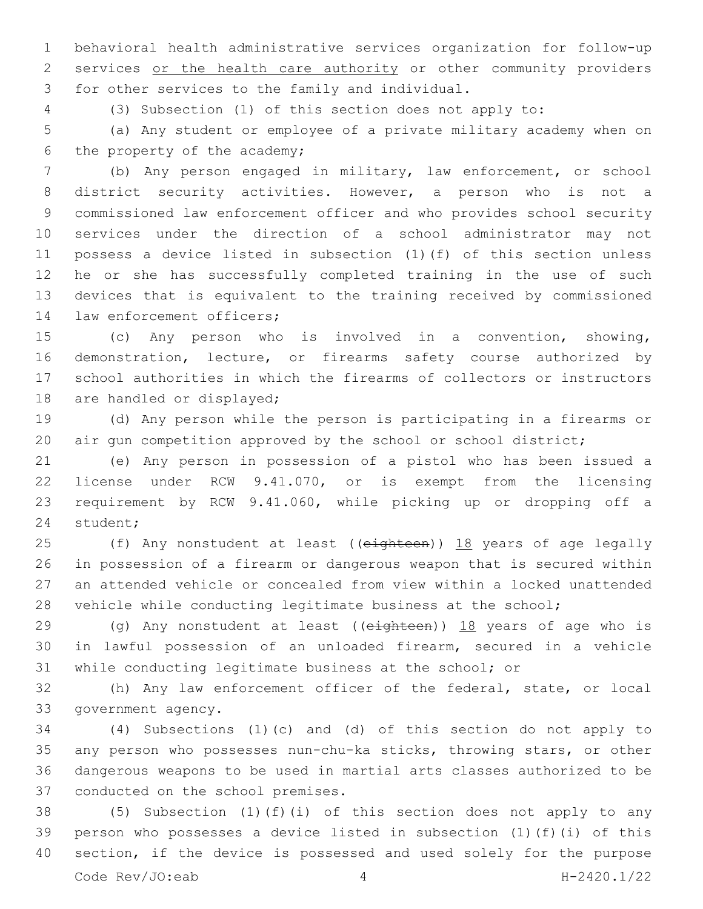behavioral health administrative services organization for follow-up services or the health care authority or other community providers for other services to the family and individual.

(3) Subsection (1) of this section does not apply to:

(a) Any student or employee of a private military academy when on the property of the academy;

(b) Any person engaged in military, law enforcement, or school district security activities. However, a person who is not a commissioned law enforcement officer and who provides school security services under the direction of a school administrator may not possess a device listed in subsection (1)(f) of this section unless he or she has successfully completed training in the use of such devices that is equivalent to the training received by commissioned law enforcement officers;

(c) Any person who is involved in a convention, showing, demonstration, lecture, or firearms safety course authorized by school authorities in which the firearms of collectors or instructors are handled or displayed;

(d) Any person while the person is participating in a firearms or air gun competition approved by the school or school district;

(e) Any person in possession of a pistol who has been issued a license under RCW 9.41.070, or is exempt from the licensing requirement by RCW 9.41.060, while picking up or dropping off a student;

(f) Any nonstudent at least ((~~eighteen~~)) 18 years of age legally in possession of a firearm or dangerous weapon that is secured within an attended vehicle or concealed from view within a locked unattended vehicle while conducting legitimate business at the school;

(g) Any nonstudent at least ((~~eighteen~~)) 18 years of age who is in lawful possession of an unloaded firearm, secured in a vehicle while conducting legitimate business at the school; or

(h) Any law enforcement officer of the federal, state, or local government agency.

(4) Subsections (1)(c) and (d) of this section do not apply to any person who possesses nun-chu-ka sticks, throwing stars, or other dangerous weapons to be used in martial arts classes authorized to be conducted on the school premises.

(5) Subsection (1)(f)(i) of this section does not apply to any person who possesses a device listed in subsection (1)(f)(i) of this section, if the device is possessed and used solely for the purpose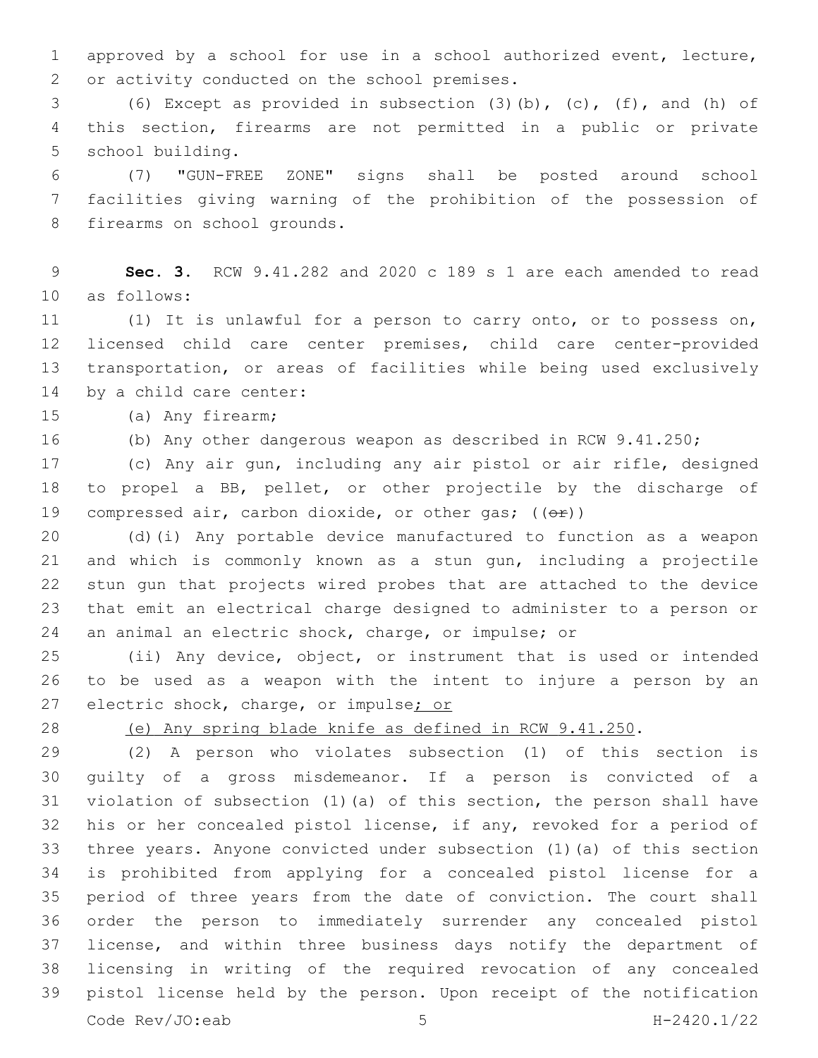approved by a school for use in a school authorized event, lecture, or activity conducted on the school premises.

(6) Except as provided in subsection (3)(b), (c), (f), and (h) of this section, firearms are not permitted in a public or private school building.

(7) "GUN-FREE ZONE" signs shall be posted around school facilities giving warning of the prohibition of the possession of firearms on school grounds.

**Sec. 3.** RCW 9.41.282 and 2020 c 189 s 1 are each amended to read as follows:

(1) It is unlawful for a person to carry onto, or to possess on, licensed child care center premises, child care center-provided transportation, or areas of facilities while being used exclusively by a child care center:

(a) Any firearm;

(b) Any other dangerous weapon as described in RCW 9.41.250;

(c) Any air gun, including any air pistol or air rifle, designed to propel a BB, pellet, or other projectile by the discharge of compressed air, carbon dioxide, or other gas; ((~~or~~))

(d)(i) Any portable device manufactured to function as a weapon and which is commonly known as a stun gun, including a projectile stun gun that projects wired probes that are attached to the device that emit an electrical charge designed to administer to a person or an animal an electric shock, charge, or impulse; or

(ii) Any device, object, or instrument that is used or intended to be used as a weapon with the intent to injure a person by an electric shock, charge, or impulse<u>; or</u>

<u>(e) Any spring blade knife as defined in RCW 9.41.250</u>.

(2) A person who violates subsection (1) of this section is guilty of a gross misdemeanor. If a person is convicted of a violation of subsection (1)(a) of this section, the person shall have his or her concealed pistol license, if any, revoked for a period of three years. Anyone convicted under subsection (1)(a) of this section is prohibited from applying for a concealed pistol license for a period of three years from the date of conviction. The court shall order the person to immediately surrender any concealed pistol license, and within three business days notify the department of licensing in writing of the required revocation of any concealed pistol license held by the person. Upon receipt of the notification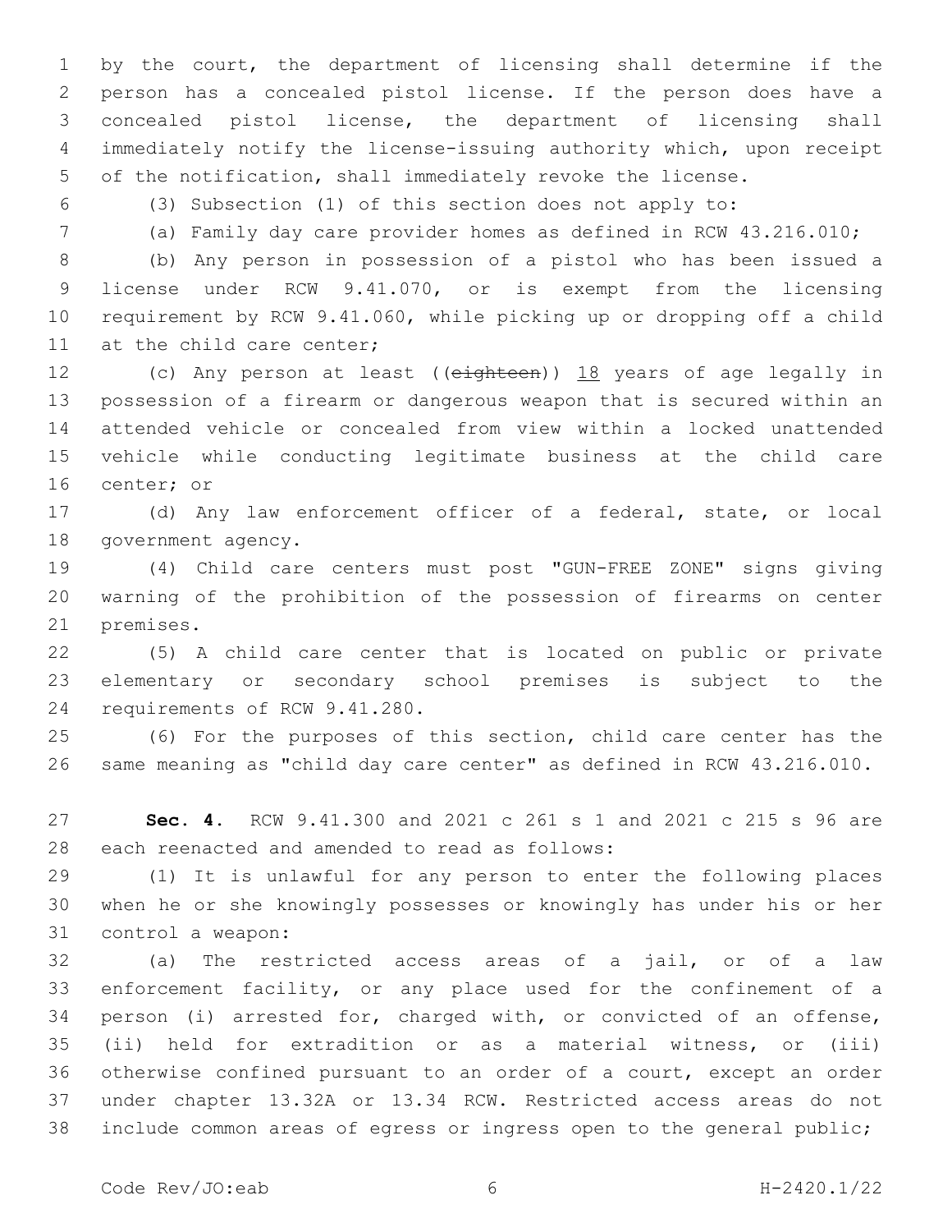by the court, the department of licensing shall determine if the person has a concealed pistol license. If the person does have a concealed pistol license, the department of licensing shall immediately notify the license-issuing authority which, upon receipt of the notification, shall immediately revoke the license.

(3) Subsection (1) of this section does not apply to:

(a) Family day care provider homes as defined in RCW 43.216.010;

(b) Any person in possession of a pistol who has been issued a license under RCW 9.41.070, or is exempt from the licensing requirement by RCW 9.41.060, while picking up or dropping off a child at the child care center;

(c) Any person at least ((~~eighteen~~)) <u>18</u> years of age legally in possession of a firearm or dangerous weapon that is secured within an attended vehicle or concealed from view within a locked unattended vehicle while conducting legitimate business at the child care center; or

(d) Any law enforcement officer of a federal, state, or local government agency.

(4) Child care centers must post "GUN-FREE ZONE" signs giving warning of the prohibition of the possession of firearms on center premises.

(5) A child care center that is located on public or private elementary or secondary school premises is subject to the requirements of RCW 9.41.280.

(6) For the purposes of this section, child care center has the same meaning as "child day care center" as defined in RCW 43.216.010.

**Sec. 4.** RCW 9.41.300 and 2021 c 261 s 1 and 2021 c 215 s 96 are each reenacted and amended to read as follows:

(1) It is unlawful for any person to enter the following places when he or she knowingly possesses or knowingly has under his or her control a weapon:

(a) The restricted access areas of a jail, or of a law enforcement facility, or any place used for the confinement of a person (i) arrested for, charged with, or convicted of an offense, (ii) held for extradition or as a material witness, or (iii) otherwise confined pursuant to an order of a court, except an order under chapter 13.32A or 13.34 RCW. Restricted access areas do not include common areas of egress or ingress open to the general public;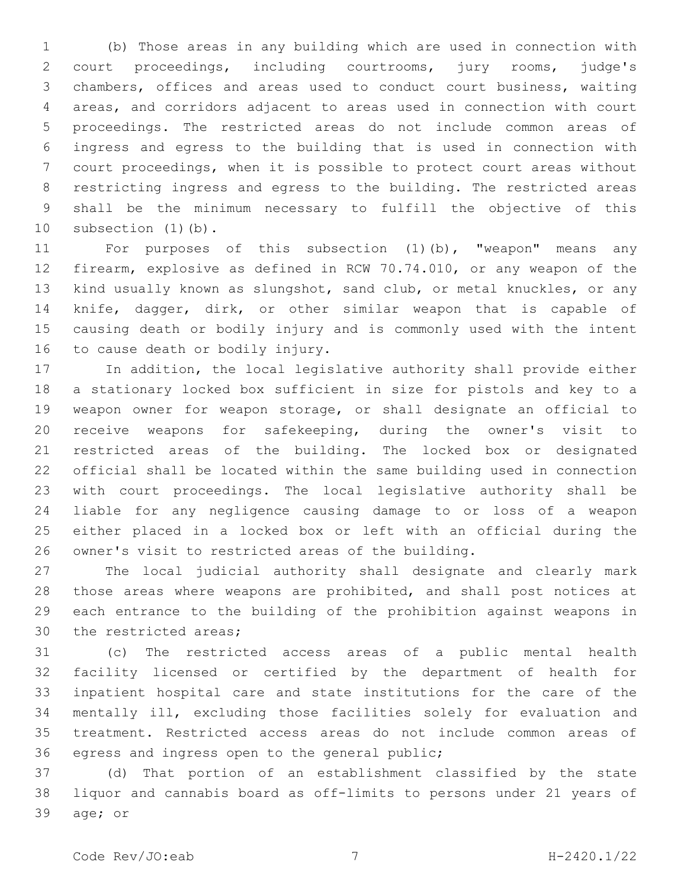(b) Those areas in any building which are used in connection with court proceedings, including courtrooms, jury rooms, judge's chambers, offices and areas used to conduct court business, waiting areas, and corridors adjacent to areas used in connection with court proceedings. The restricted areas do not include common areas of ingress and egress to the building that is used in connection with court proceedings, when it is possible to protect court areas without restricting ingress and egress to the building. The restricted areas shall be the minimum necessary to fulfill the objective of this subsection (1)(b).

For purposes of this subsection (1)(b), "weapon" means any firearm, explosive as defined in RCW 70.74.010, or any weapon of the kind usually known as slungshot, sand club, or metal knuckles, or any knife, dagger, dirk, or other similar weapon that is capable of causing death or bodily injury and is commonly used with the intent to cause death or bodily injury.

In addition, the local legislative authority shall provide either a stationary locked box sufficient in size for pistols and key to a weapon owner for weapon storage, or shall designate an official to receive weapons for safekeeping, during the owner's visit to restricted areas of the building. The locked box or designated official shall be located within the same building used in connection with court proceedings. The local legislative authority shall be liable for any negligence causing damage to or loss of a weapon either placed in a locked box or left with an official during the owner's visit to restricted areas of the building.

The local judicial authority shall designate and clearly mark those areas where weapons are prohibited, and shall post notices at each entrance to the building of the prohibition against weapons in the restricted areas;

(c) The restricted access areas of a public mental health facility licensed or certified by the department of health for inpatient hospital care and state institutions for the care of the mentally ill, excluding those facilities solely for evaluation and treatment. Restricted access areas do not include common areas of egress and ingress open to the general public;

(d) That portion of an establishment classified by the state liquor and cannabis board as off-limits to persons under 21 years of age; or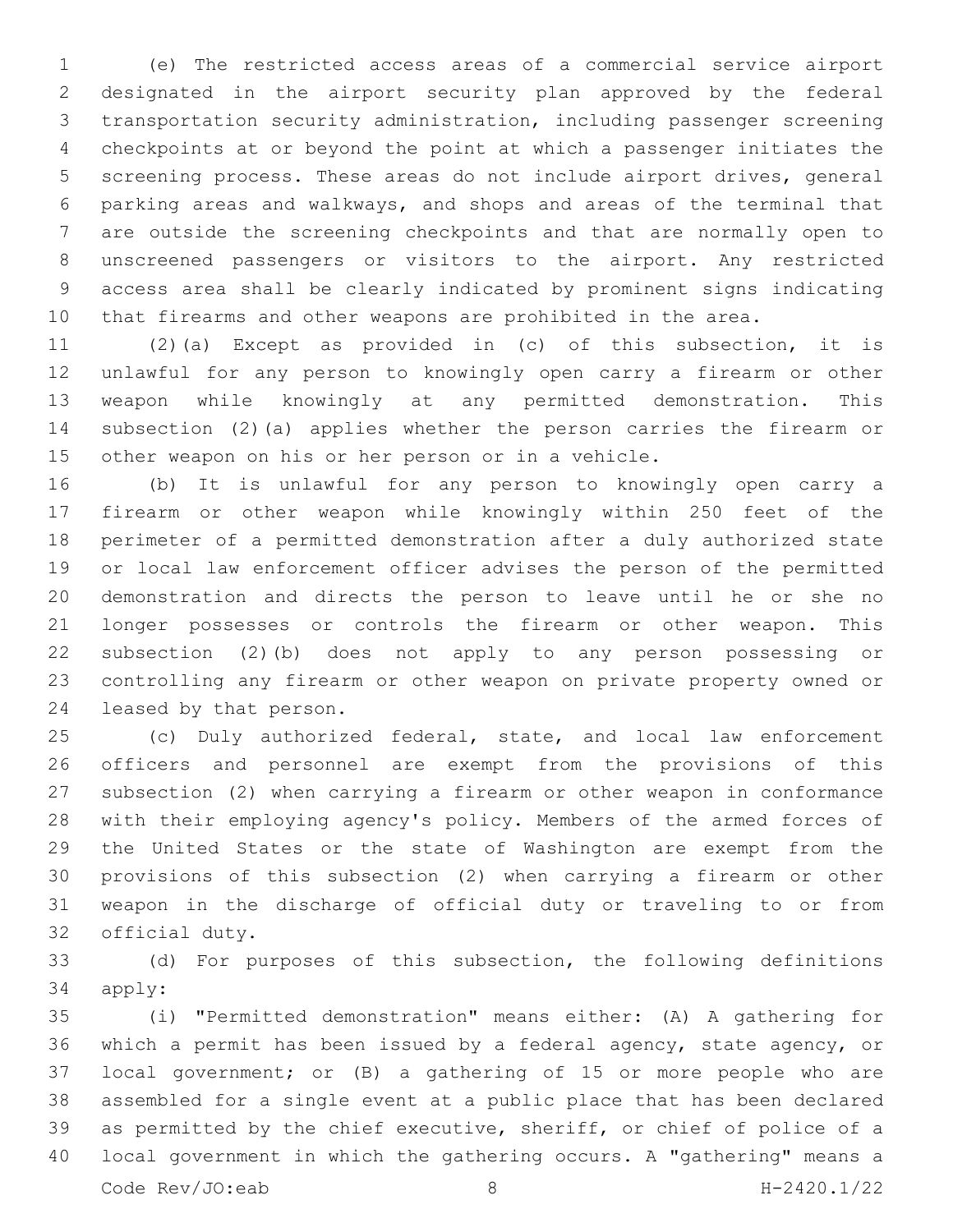(e) The restricted access areas of a commercial service airport designated in the airport security plan approved by the federal transportation security administration, including passenger screening checkpoints at or beyond the point at which a passenger initiates the screening process. These areas do not include airport drives, general parking areas and walkways, and shops and areas of the terminal that are outside the screening checkpoints and that are normally open to unscreened passengers or visitors to the airport. Any restricted access area shall be clearly indicated by prominent signs indicating that firearms and other weapons are prohibited in the area.

(2)(a) Except as provided in (c) of this subsection, it is unlawful for any person to knowingly open carry a firearm or other weapon while knowingly at any permitted demonstration. This subsection (2)(a) applies whether the person carries the firearm or other weapon on his or her person or in a vehicle.

(b) It is unlawful for any person to knowingly open carry a firearm or other weapon while knowingly within 250 feet of the perimeter of a permitted demonstration after a duly authorized state or local law enforcement officer advises the person of the permitted demonstration and directs the person to leave until he or she no longer possesses or controls the firearm or other weapon. This subsection (2)(b) does not apply to any person possessing or controlling any firearm or other weapon on private property owned or leased by that person.

(c) Duly authorized federal, state, and local law enforcement officers and personnel are exempt from the provisions of this subsection (2) when carrying a firearm or other weapon in conformance with their employing agency's policy. Members of the armed forces of the United States or the state of Washington are exempt from the provisions of this subsection (2) when carrying a firearm or other weapon in the discharge of official duty or traveling to or from official duty.

(d) For purposes of this subsection, the following definitions apply:

(i) "Permitted demonstration" means either: (A) A gathering for which a permit has been issued by a federal agency, state agency, or local government; or (B) a gathering of 15 or more people who are assembled for a single event at a public place that has been declared as permitted by the chief executive, sheriff, or chief of police of a local government in which the gathering occurs. A "gathering" means a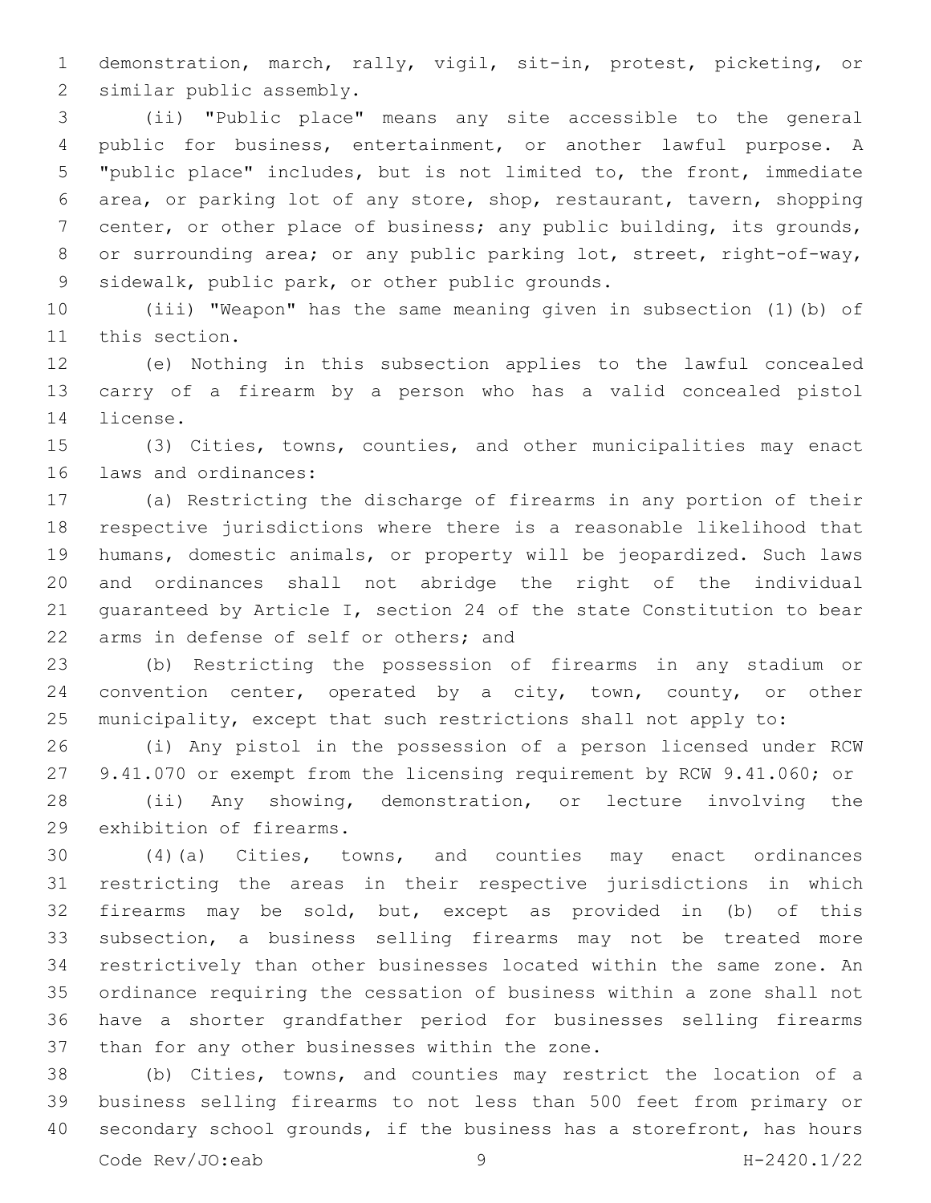demonstration, march, rally, vigil, sit-in, protest, picketing, or similar public assembly.

(ii) "Public place" means any site accessible to the general public for business, entertainment, or another lawful purpose. A "public place" includes, but is not limited to, the front, immediate area, or parking lot of any store, shop, restaurant, tavern, shopping center, or other place of business; any public building, its grounds, or surrounding area; or any public parking lot, street, right-of-way, sidewalk, public park, or other public grounds.

(iii) "Weapon" has the same meaning given in subsection (1)(b) of this section.

(e) Nothing in this subsection applies to the lawful concealed carry of a firearm by a person who has a valid concealed pistol license.

(3) Cities, towns, counties, and other municipalities may enact laws and ordinances:

(a) Restricting the discharge of firearms in any portion of their respective jurisdictions where there is a reasonable likelihood that humans, domestic animals, or property will be jeopardized. Such laws and ordinances shall not abridge the right of the individual guaranteed by Article I, section 24 of the state Constitution to bear arms in defense of self or others; and

(b) Restricting the possession of firearms in any stadium or convention center, operated by a city, town, county, or other municipality, except that such restrictions shall not apply to:

(i) Any pistol in the possession of a person licensed under RCW 9.41.070 or exempt from the licensing requirement by RCW 9.41.060; or

(ii) Any showing, demonstration, or lecture involving the exhibition of firearms.

(4)(a) Cities, towns, and counties may enact ordinances restricting the areas in their respective jurisdictions in which firearms may be sold, but, except as provided in (b) of this subsection, a business selling firearms may not be treated more restrictively than other businesses located within the same zone. An ordinance requiring the cessation of business within a zone shall not have a shorter grandfather period for businesses selling firearms than for any other businesses within the zone.

(b) Cities, towns, and counties may restrict the location of a business selling firearms to not less than 500 feet from primary or secondary school grounds, if the business has a storefront, has hours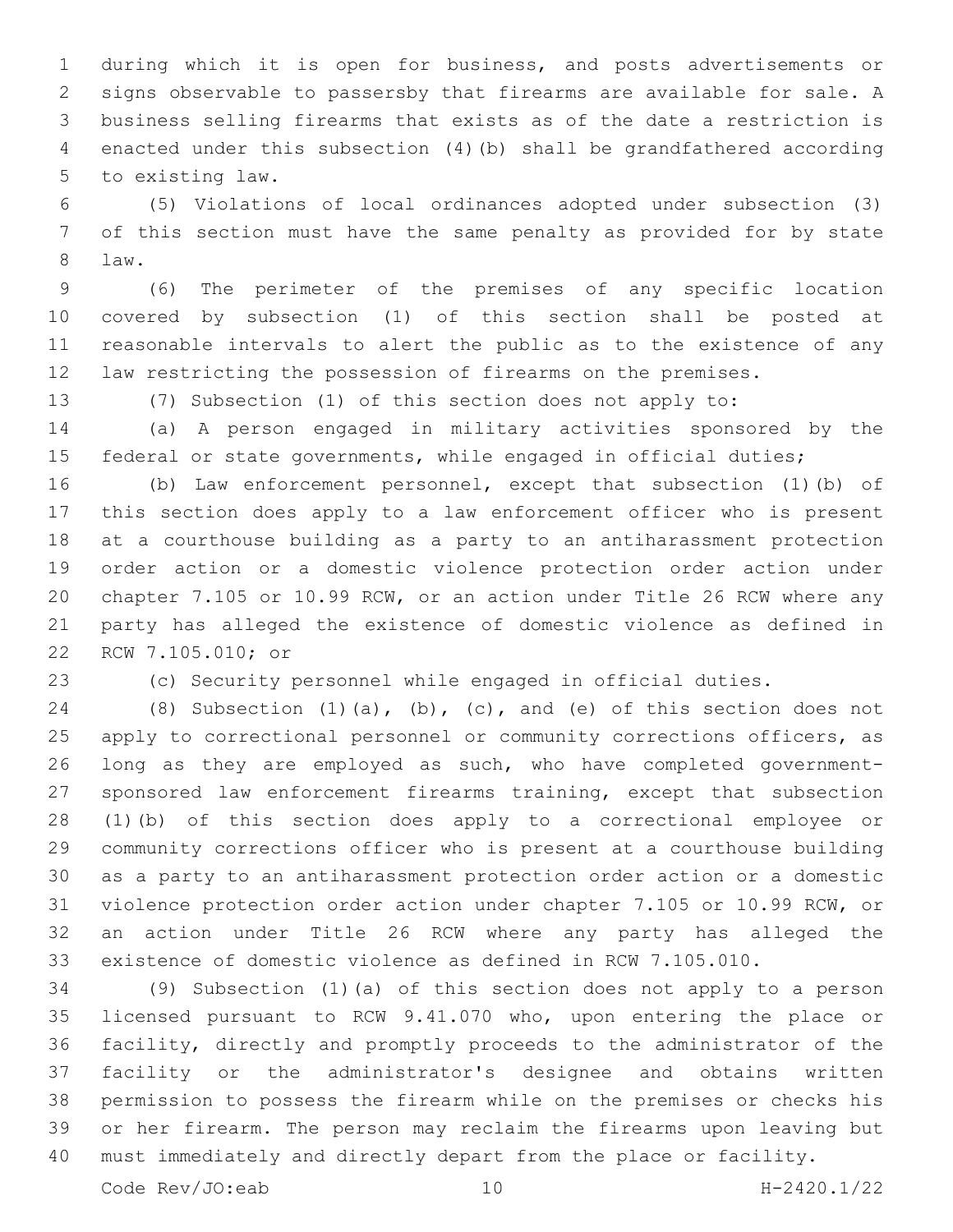during which it is open for business, and posts advertisements or signs observable to passersby that firearms are available for sale. A business selling firearms that exists as of the date a restriction is enacted under this subsection (4)(b) shall be grandfathered according to existing law.

(5) Violations of local ordinances adopted under subsection (3) of this section must have the same penalty as provided for by state law.

(6) The perimeter of the premises of any specific location covered by subsection (1) of this section shall be posted at reasonable intervals to alert the public as to the existence of any law restricting the possession of firearms on the premises.

(7) Subsection (1) of this section does not apply to:

(a) A person engaged in military activities sponsored by the federal or state governments, while engaged in official duties;

(b) Law enforcement personnel, except that subsection (1)(b) of this section does apply to a law enforcement officer who is present at a courthouse building as a party to an antiharassment protection order action or a domestic violence protection order action under chapter 7.105 or 10.99 RCW, or an action under Title 26 RCW where any party has alleged the existence of domestic violence as defined in RCW 7.105.010; or

(c) Security personnel while engaged in official duties.

(8) Subsection (1)(a), (b), (c), and (e) of this section does not apply to correctional personnel or community corrections officers, as long as they are employed as such, who have completed government-sponsored law enforcement firearms training, except that subsection (1)(b) of this section does apply to a correctional employee or community corrections officer who is present at a courthouse building as a party to an antiharassment protection order action or a domestic violence protection order action under chapter 7.105 or 10.99 RCW, or an action under Title 26 RCW where any party has alleged the existence of domestic violence as defined in RCW 7.105.010.

(9) Subsection (1)(a) of this section does not apply to a person licensed pursuant to RCW 9.41.070 who, upon entering the place or facility, directly and promptly proceeds to the administrator of the facility or the administrator's designee and obtains written permission to possess the firearm while on the premises or checks his or her firearm. The person may reclaim the firearms upon leaving but must immediately and directly depart from the place or facility.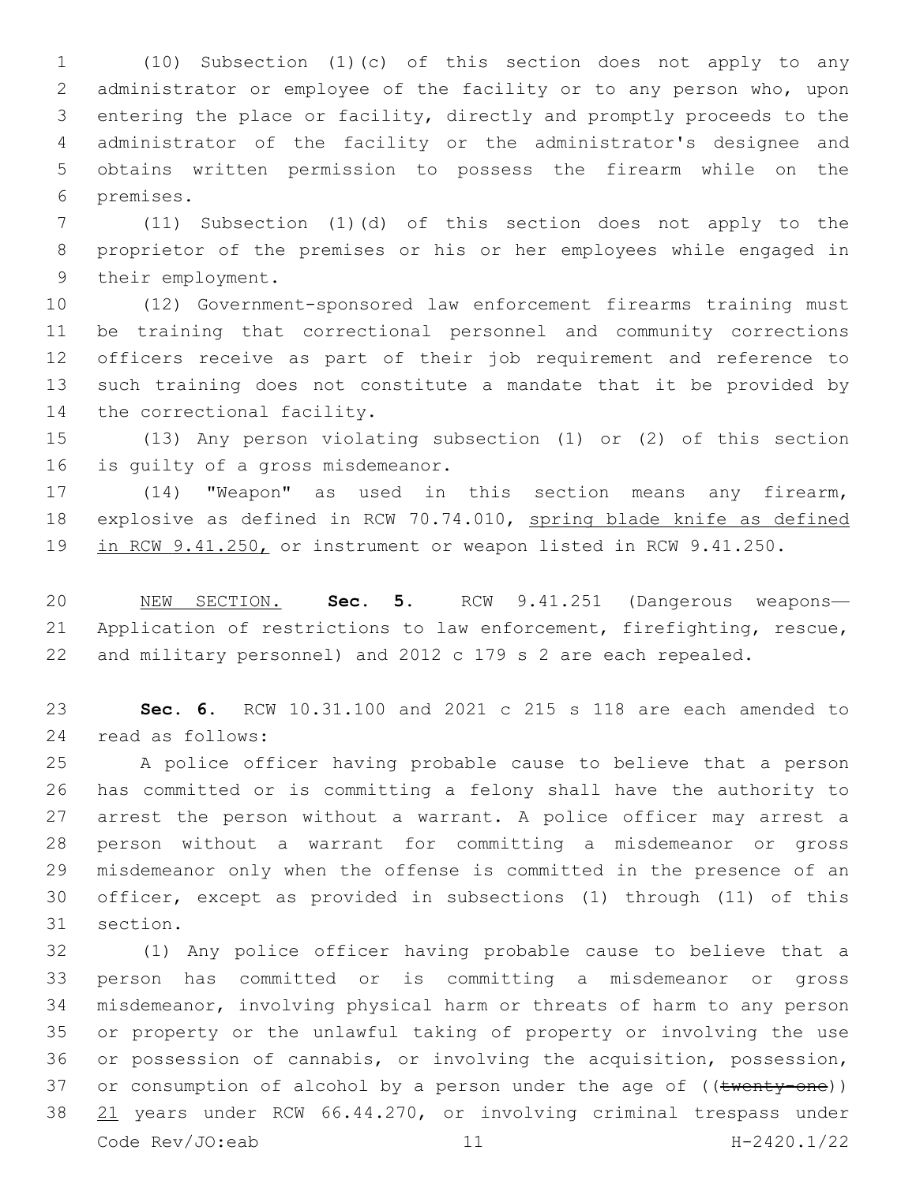(10) Subsection (1)(c) of this section does not apply to any administrator or employee of the facility or to any person who, upon entering the place or facility, directly and promptly proceeds to the administrator of the facility or the administrator's designee and obtains written permission to possess the firearm while on the premises.

(11) Subsection (1)(d) of this section does not apply to the proprietor of the premises or his or her employees while engaged in their employment.

(12) Government-sponsored law enforcement firearms training must be training that correctional personnel and community corrections officers receive as part of their job requirement and reference to such training does not constitute a mandate that it be provided by the correctional facility.

(13) Any person violating subsection (1) or (2) of this section is guilty of a gross misdemeanor.

(14) "Weapon" as used in this section means any firearm, explosive as defined in RCW 70.74.010, spring blade knife as defined in RCW 9.41.250, or instrument or weapon listed in RCW 9.41.250.

NEW SECTION. **Sec. 5.** RCW 9.41.251 (Dangerous weapons—Application of restrictions to law enforcement, firefighting, rescue, and military personnel) and 2012 c 179 s 2 are each repealed.

**Sec. 6.** RCW 10.31.100 and 2021 c 215 s 118 are each amended to read as follows:

A police officer having probable cause to believe that a person has committed or is committing a felony shall have the authority to arrest the person without a warrant. A police officer may arrest a person without a warrant for committing a misdemeanor or gross misdemeanor only when the offense is committed in the presence of an officer, except as provided in subsections (1) through (11) of this section.

(1) Any police officer having probable cause to believe that a person has committed or is committing a misdemeanor or gross misdemeanor, involving physical harm or threats of harm to any person or property or the unlawful taking of property or involving the use or possession of cannabis, or involving the acquisition, possession, or consumption of alcohol by a person under the age of ((~~twenty-one~~)) 21 years under RCW 66.44.270, or involving criminal trespass under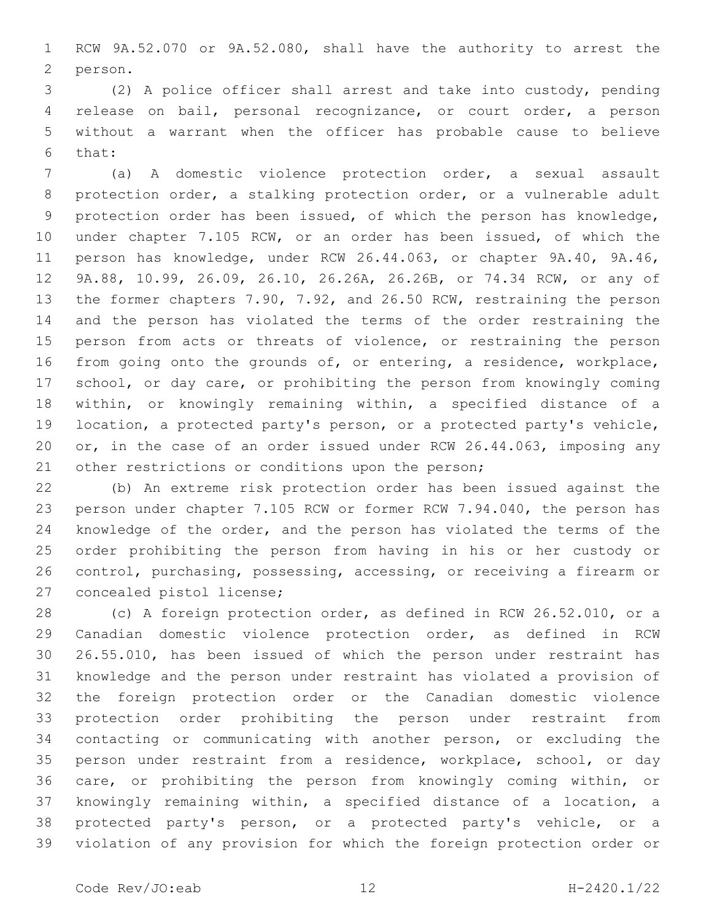RCW 9A.52.070 or 9A.52.080, shall have the authority to arrest the person.

(2) A police officer shall arrest and take into custody, pending release on bail, personal recognizance, or court order, a person without a warrant when the officer has probable cause to believe that:

(a) A domestic violence protection order, a sexual assault protection order, a stalking protection order, or a vulnerable adult protection order has been issued, of which the person has knowledge, under chapter 7.105 RCW, or an order has been issued, of which the person has knowledge, under RCW 26.44.063, or chapter 9A.40, 9A.46, 9A.88, 10.99, 26.09, 26.10, 26.26A, 26.26B, or 74.34 RCW, or any of the former chapters 7.90, 7.92, and 26.50 RCW, restraining the person and the person has violated the terms of the order restraining the person from acts or threats of violence, or restraining the person from going onto the grounds of, or entering, a residence, workplace, school, or day care, or prohibiting the person from knowingly coming within, or knowingly remaining within, a specified distance of a location, a protected party's person, or a protected party's vehicle, or, in the case of an order issued under RCW 26.44.063, imposing any other restrictions or conditions upon the person;

(b) An extreme risk protection order has been issued against the person under chapter 7.105 RCW or former RCW 7.94.040, the person has knowledge of the order, and the person has violated the terms of the order prohibiting the person from having in his or her custody or control, purchasing, possessing, accessing, or receiving a firearm or concealed pistol license;

(c) A foreign protection order, as defined in RCW 26.52.010, or a Canadian domestic violence protection order, as defined in RCW 26.55.010, has been issued of which the person under restraint has knowledge and the person under restraint has violated a provision of the foreign protection order or the Canadian domestic violence protection order prohibiting the person under restraint from contacting or communicating with another person, or excluding the person under restraint from a residence, workplace, school, or day care, or prohibiting the person from knowingly coming within, or knowingly remaining within, a specified distance of a location, a protected party's person, or a protected party's vehicle, or a violation of any provision for which the foreign protection order or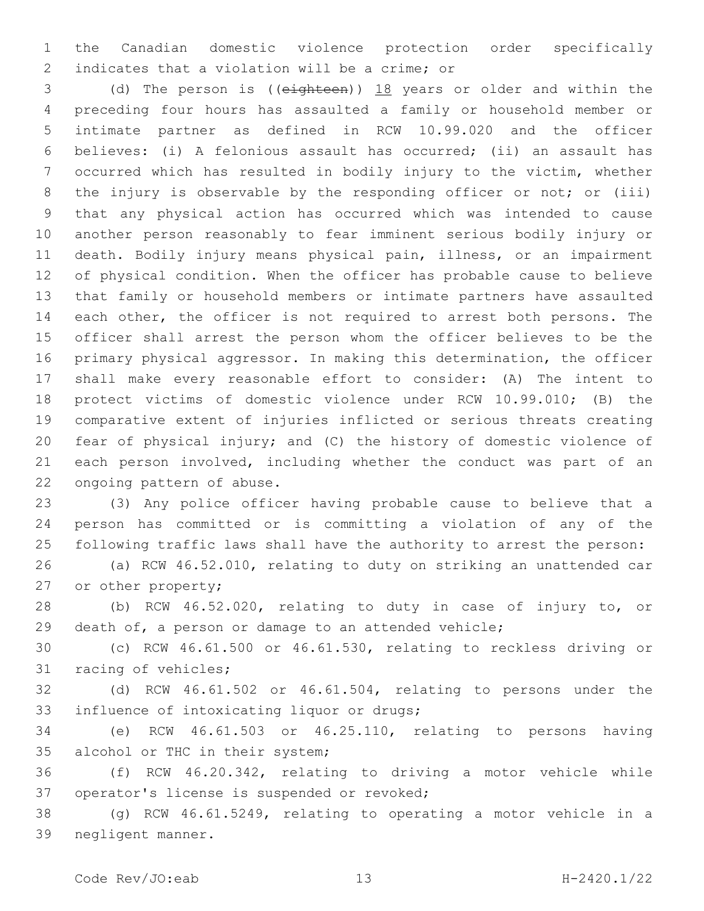the Canadian domestic violence protection order specifically indicates that a violation will be a crime; or

(d) The person is ((~~eighteen~~)) <u>18</u> years or older and within the preceding four hours has assaulted a family or household member or intimate partner as defined in RCW 10.99.020 and the officer believes: (i) A felonious assault has occurred; (ii) an assault has occurred which has resulted in bodily injury to the victim, whether the injury is observable by the responding officer or not; or (iii) that any physical action has occurred which was intended to cause another person reasonably to fear imminent serious bodily injury or death. Bodily injury means physical pain, illness, or an impairment of physical condition. When the officer has probable cause to believe that family or household members or intimate partners have assaulted each other, the officer is not required to arrest both persons. The officer shall arrest the person whom the officer believes to be the primary physical aggressor. In making this determination, the officer shall make every reasonable effort to consider: (A) The intent to protect victims of domestic violence under RCW 10.99.010; (B) the comparative extent of injuries inflicted or serious threats creating fear of physical injury; and (C) the history of domestic violence of each person involved, including whether the conduct was part of an ongoing pattern of abuse.

(3) Any police officer having probable cause to believe that a person has committed or is committing a violation of any of the following traffic laws shall have the authority to arrest the person:

(a) RCW 46.52.010, relating to duty on striking an unattended car or other property;

(b) RCW 46.52.020, relating to duty in case of injury to, or death of, a person or damage to an attended vehicle;

(c) RCW 46.61.500 or 46.61.530, relating to reckless driving or racing of vehicles;

(d) RCW 46.61.502 or 46.61.504, relating to persons under the influence of intoxicating liquor or drugs;

(e) RCW 46.61.503 or 46.25.110, relating to persons having alcohol or THC in their system;

(f) RCW 46.20.342, relating to driving a motor vehicle while operator's license is suspended or revoked;

(g) RCW 46.61.5249, relating to operating a motor vehicle in a negligent manner.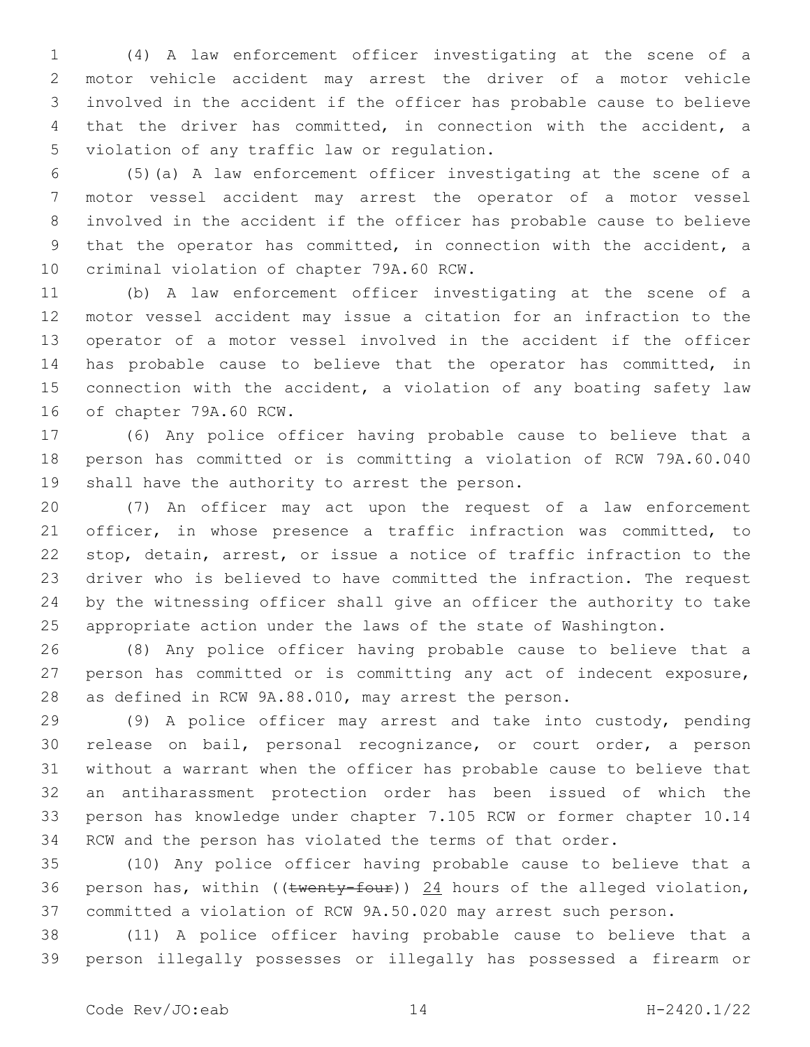(4) A law enforcement officer investigating at the scene of a motor vehicle accident may arrest the driver of a motor vehicle involved in the accident if the officer has probable cause to believe that the driver has committed, in connection with the accident, a violation of any traffic law or regulation.

(5)(a) A law enforcement officer investigating at the scene of a motor vessel accident may arrest the operator of a motor vessel involved in the accident if the officer has probable cause to believe that the operator has committed, in connection with the accident, a criminal violation of chapter 79A.60 RCW.

(b) A law enforcement officer investigating at the scene of a motor vessel accident may issue a citation for an infraction to the operator of a motor vessel involved in the accident if the officer has probable cause to believe that the operator has committed, in connection with the accident, a violation of any boating safety law of chapter 79A.60 RCW.

(6) Any police officer having probable cause to believe that a person has committed or is committing a violation of RCW 79A.60.040 shall have the authority to arrest the person.

(7) An officer may act upon the request of a law enforcement officer, in whose presence a traffic infraction was committed, to stop, detain, arrest, or issue a notice of traffic infraction to the driver who is believed to have committed the infraction. The request by the witnessing officer shall give an officer the authority to take appropriate action under the laws of the state of Washington.

(8) Any police officer having probable cause to believe that a person has committed or is committing any act of indecent exposure, as defined in RCW 9A.88.010, may arrest the person.

(9) A police officer may arrest and take into custody, pending release on bail, personal recognizance, or court order, a person without a warrant when the officer has probable cause to believe that an antiharassment protection order has been issued of which the person has knowledge under chapter 7.105 RCW or former chapter 10.14 RCW and the person has violated the terms of that order.

(10) Any police officer having probable cause to believe that a person has, within ((~~twenty-four~~)) <u>24</u> hours of the alleged violation, committed a violation of RCW 9A.50.020 may arrest such person.

(11) A police officer having probable cause to believe that a person illegally possesses or illegally has possessed a firearm or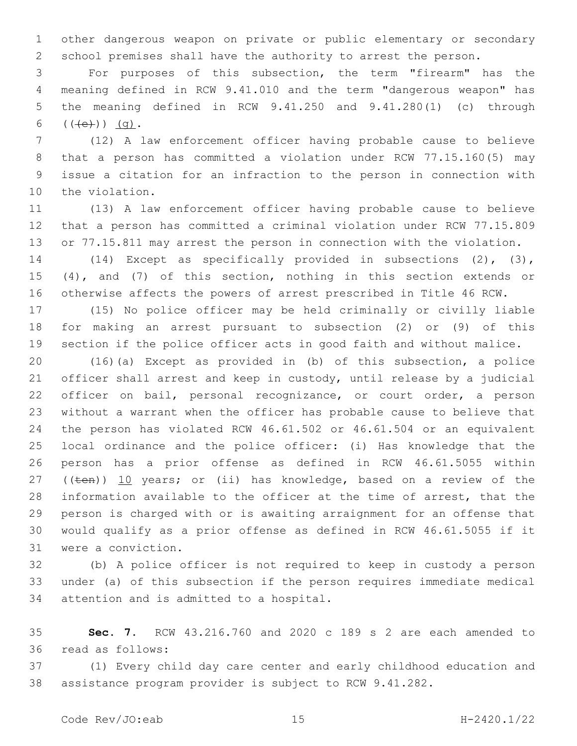other dangerous weapon on private or public elementary or secondary school premises shall have the authority to arrest the person.

For purposes of this subsection, the term "firearm" has the meaning defined in RCW 9.41.010 and the term "dangerous weapon" has the meaning defined in RCW 9.41.250 and 9.41.280(1) (c) through ~~((e))~~ (g).

(12) A law enforcement officer having probable cause to believe that a person has committed a violation under RCW 77.15.160(5) may issue a citation for an infraction to the person in connection with the violation.

(13) A law enforcement officer having probable cause to believe that a person has committed a criminal violation under RCW 77.15.809 or 77.15.811 may arrest the person in connection with the violation.

(14) Except as specifically provided in subsections (2), (3), (4), and (7) of this section, nothing in this section extends or otherwise affects the powers of arrest prescribed in Title 46 RCW.

(15) No police officer may be held criminally or civilly liable for making an arrest pursuant to subsection (2) or (9) of this section if the police officer acts in good faith and without malice.

(16)(a) Except as provided in (b) of this subsection, a police officer shall arrest and keep in custody, until release by a judicial officer on bail, personal recognizance, or court order, a person without a warrant when the officer has probable cause to believe that the person has violated RCW 46.61.502 or 46.61.504 or an equivalent local ordinance and the police officer: (i) Has knowledge that the person has a prior offense as defined in RCW 46.61.5055 within ~~((ten))~~ 10 years; or (ii) has knowledge, based on a review of the information available to the officer at the time of arrest, that the person is charged with or is awaiting arraignment for an offense that would qualify as a prior offense as defined in RCW 46.61.5055 if it were a conviction.

(b) A police officer is not required to keep in custody a person under (a) of this subsection if the person requires immediate medical attention and is admitted to a hospital.

**Sec. 7.** RCW 43.216.760 and 2020 c 189 s 2 are each amended to read as follows:

(1) Every child day care center and early childhood education and assistance program provider is subject to RCW 9.41.282.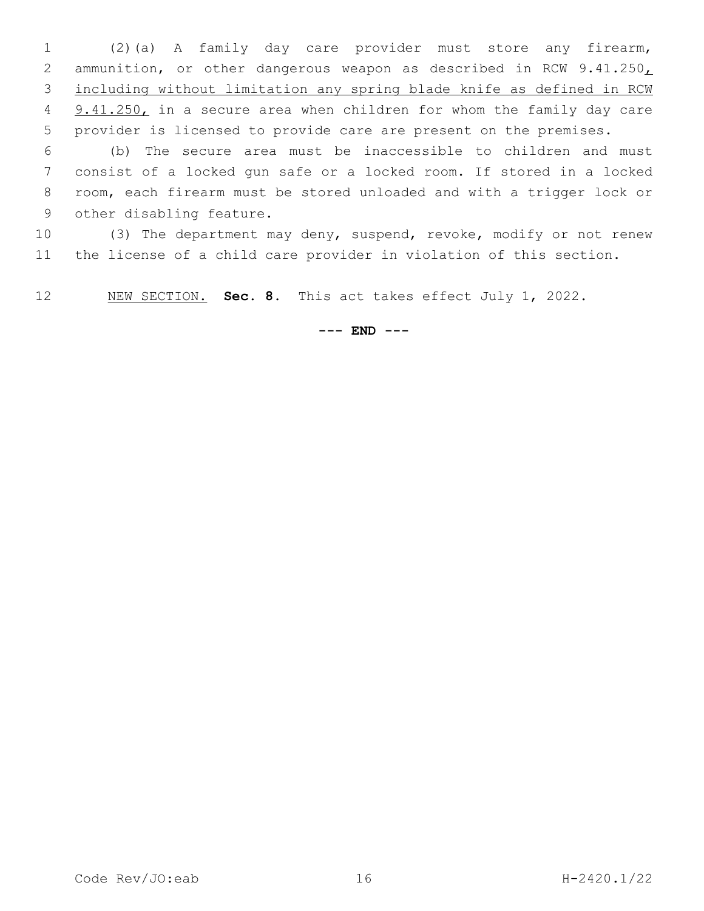(2)(a) A family day care provider must store any firearm, ammunition, or other dangerous weapon as described in RCW 9.41.250, including without limitation any spring blade knife as defined in RCW 9.41.250, in a secure area when children for whom the family day care provider is licensed to provide care are present on the premises.

(b) The secure area must be inaccessible to children and must consist of a locked gun safe or a locked room. If stored in a locked room, each firearm must be stored unloaded and with a trigger lock or other disabling feature.

(3) The department may deny, suspend, revoke, modify or not renew the license of a child care provider in violation of this section.

NEW SECTION. **Sec. 8.** This act takes effect July 1, 2022.

**--- END ---**